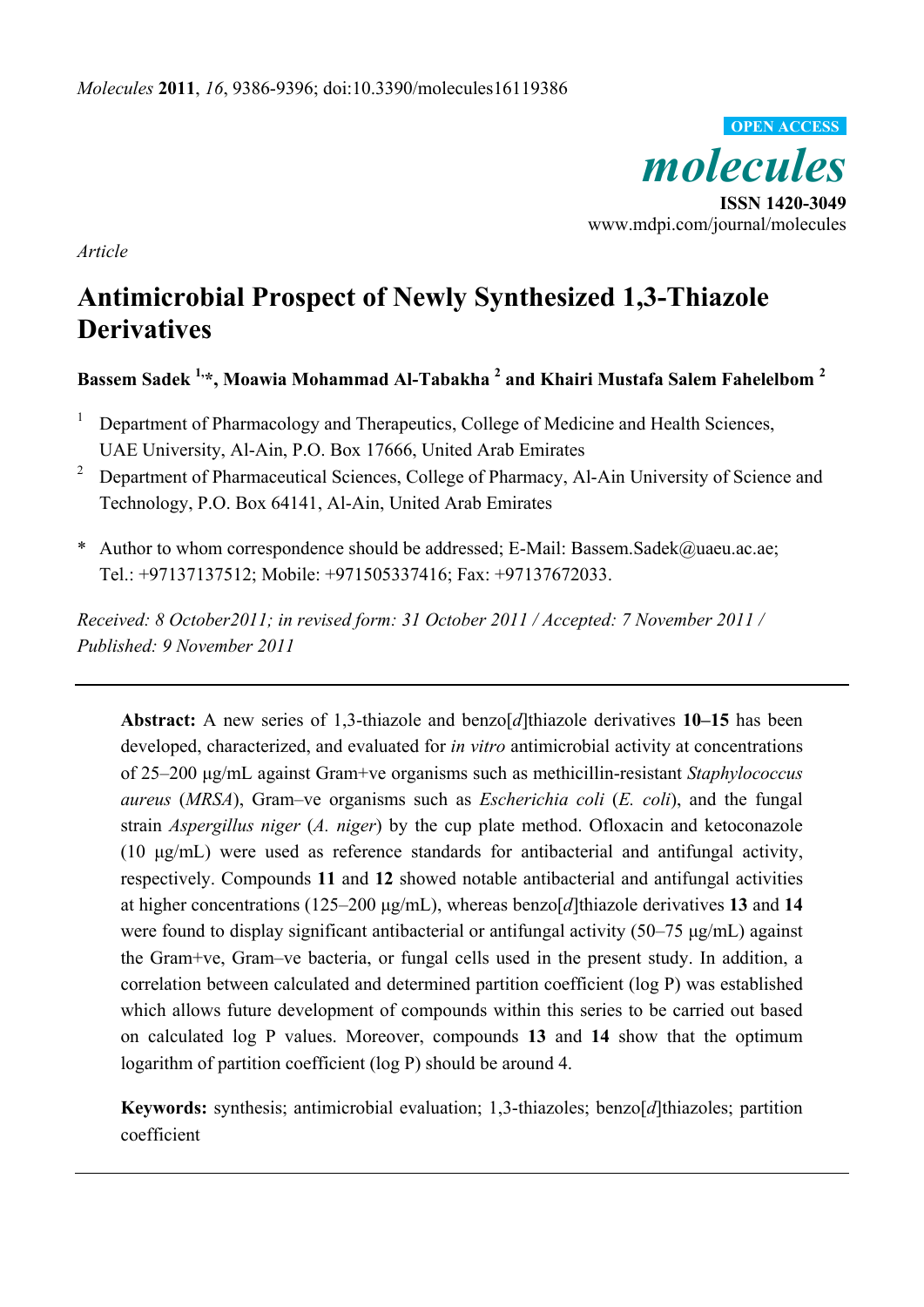*Article*

# Antimicrobial Prospect of Newly Synthesized 1,3-Thiazole Derivatives

**Bassem Sadek [1,*], Moawia Mohammad Al-Tabakha [2] and Khairi Mustafa Salem Fahelelbom [2]**

[1] Department of Pharmacology and Therapeutics, College of Medicine and Health Sciences, UAE University, Al-Ain, P.O. Box 17666, United Arab Emirates

[2] Department of Pharmaceutical Sciences, College of Pharmacy, Al-Ain University of Science and Technology, P.O. Box 64141, Al-Ain, United Arab Emirates

\* Author to whom correspondence should be addressed; E-Mail: Bassem.Sadek@uaeu.ac.ae; Tel.: +97137137512; Mobile: +971505337416; Fax: +97137672033.

*Received: 8 October2011; in revised form: 31 October 2011 / Accepted: 7 November 2011 / Published: 9 November 2011*

---

**Abstract:** A new series of 1,3-thiazole and benzo[*d*]thiazole derivatives **10–15** has been developed, characterized, and evaluated for *in vitro* antimicrobial activity at concentrations of 25–200 µg/mL against Gram+ve organisms such as methicillin-resistant *Staphylococcus aureus* (*MRSA*), Gram–ve organisms such as *Escherichia coli* (*E. coli*), and the fungal strain *Aspergillus niger* (*A. niger*) by the cup plate method. Ofloxacin and ketoconazole (10 µg/mL) were used as reference standards for antibacterial and antifungal activity, respectively. Compounds **11** and **12** showed notable antibacterial and antifungal activities at higher concentrations (125–200 µg/mL), whereas benzo[*d*]thiazole derivatives **13** and **14** were found to display significant antibacterial or antifungal activity (50–75 µg/mL) against the Gram+ve, Gram–ve bacteria, or fungal cells used in the present study. In addition, a correlation between calculated and determined partition coefficient (log P) was established which allows future development of compounds within this series to be carried out based on calculated log P values. Moreover, compounds **13** and **14** show that the optimum logarithm of partition coefficient (log P) should be around 4.

**Keywords:** synthesis; antimicrobial evaluation; 1,3-thiazoles; benzo[*d*]thiazoles; partition coefficient

---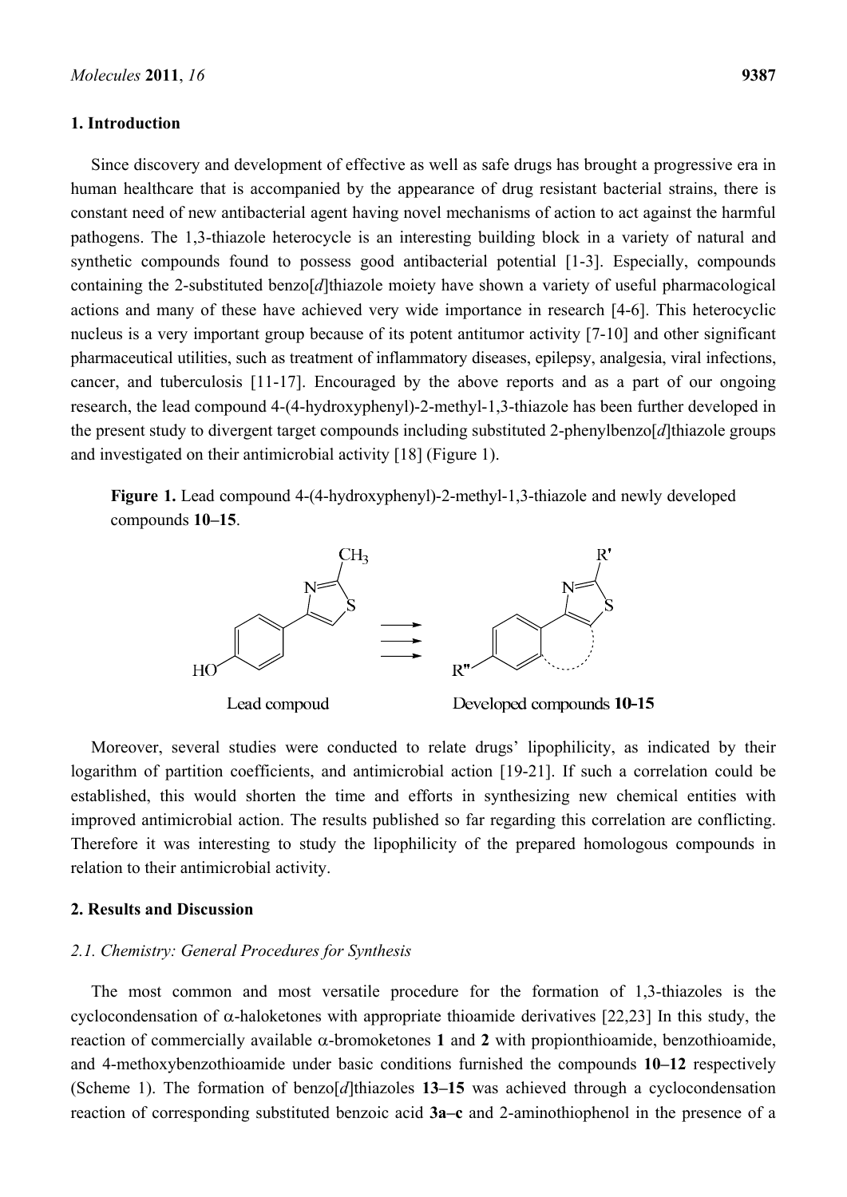## 1. Introduction

Since discovery and development of effective as well as safe drugs has brought a progressive era in human healthcare that is accompanied by the appearance of drug resistant bacterial strains, there is constant need of new antibacterial agent having novel mechanisms of action to act against the harmful pathogens. The 1,3-thiazole heterocycle is an interesting building block in a variety of natural and synthetic compounds found to possess good antibacterial potential [1-3]. Especially, compounds containing the 2-substituted benzo[*d*]thiazole moiety have shown a variety of useful pharmacological actions and many of these have achieved very wide importance in research [4-6]. This heterocyclic nucleus is a very important group because of its potent antitumor activity [7-10] and other significant pharmaceutical utilities, such as treatment of inflammatory diseases, epilepsy, analgesia, viral infections, cancer, and tuberculosis [11-17]. Encouraged by the above reports and as a part of our ongoing research, the lead compound 4-(4-hydroxyphenyl)-2-methyl-1,3-thiazole has been further developed in the present study to divergent target compounds including substituted 2-phenylbenzo[*d*]thiazole groups and investigated on their antimicrobial activity [18] (Figure 1).

**Figure 1.** Lead compound 4-(4-hydroxyphenyl)-2-methyl-1,3-thiazole and newly developed compounds **10–15**.

Lead compoud — Developed compounds **10-15**

Moreover, several studies were conducted to relate drugs' lipophilicity, as indicated by their logarithm of partition coefficients, and antimicrobial action [19-21]. If such a correlation could be established, this would shorten the time and efforts in synthesizing new chemical entities with improved antimicrobial action. The results published so far regarding this correlation are conflicting. Therefore it was interesting to study the lipophilicity of the prepared homologous compounds in relation to their antimicrobial activity.

## 2. Results and Discussion

### *2.1. Chemistry: General Procedures for Synthesis*

The most common and most versatile procedure for the formation of 1,3-thiazoles is the cyclocondensation of α-haloketones with appropriate thioamide derivatives [22,23] In this study, the reaction of commercially available α-bromoketones **1** and **2** with propionthioamide, benzothioamide, and 4-methoxybenzothioamide under basic conditions furnished the compounds **10–12** respectively (Scheme 1). The formation of benzo[*d*]thiazoles **13–15** was achieved through a cyclocondensation reaction of corresponding substituted benzoic acid **3a–c** and 2-aminothiophenol in the presence of a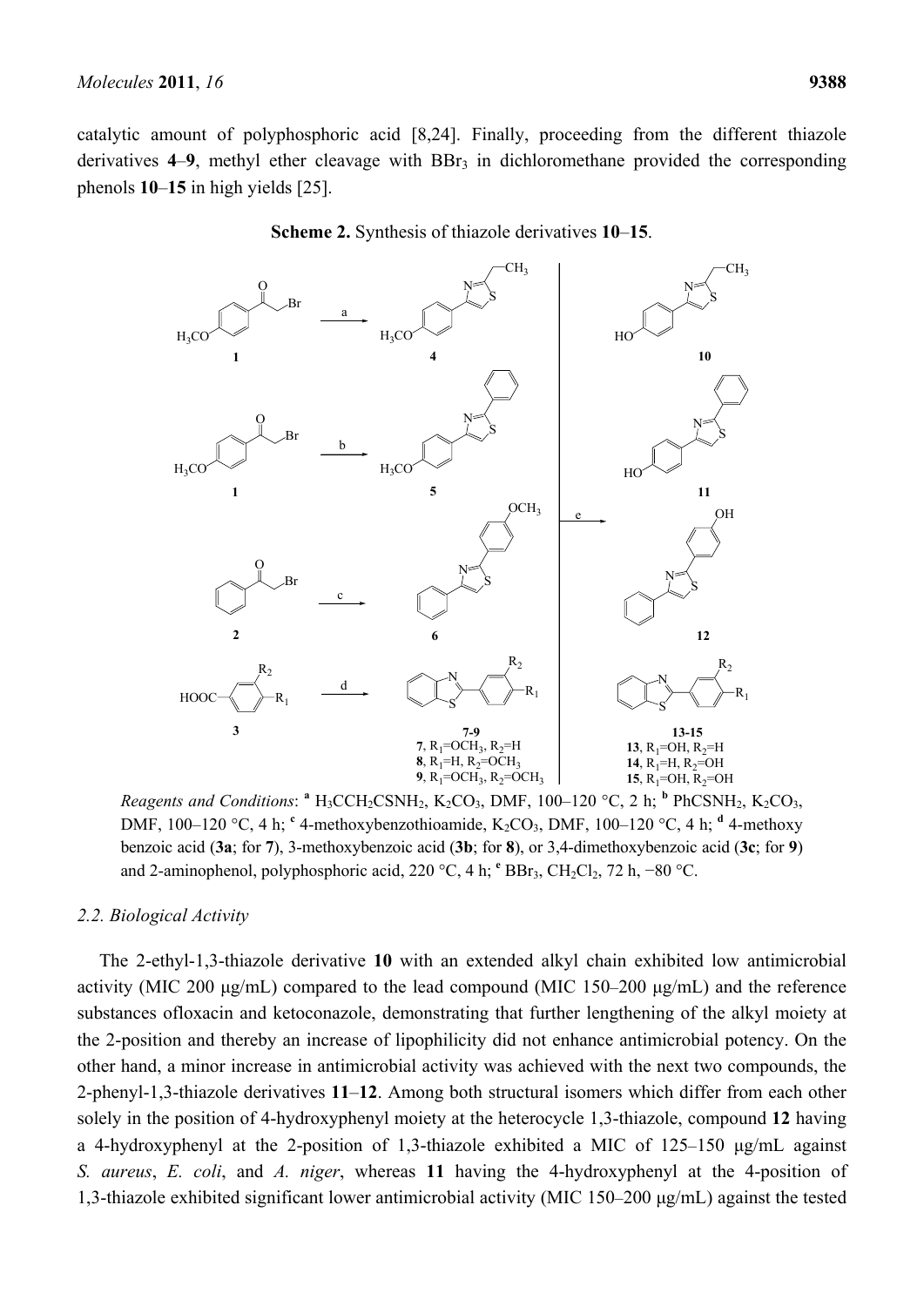catalytic amount of polyphosphoric acid [8,24]. Finally, proceeding from the different thiazole derivatives **4**–**9**, methyl ether cleavage with $BBr_3$ in dichloromethane provided the corresponding phenols **10**–**15** in high yields [25].

**Scheme 2.** Synthesis of thiazole derivatives **10**–**15**.

*Reagents and Conditions*: [a] $H_3CCH_2CSNH_2$, $K_2CO_3$, DMF, 100–120 °C, 2 h; [b] $PhCSNH_2$, $K_2CO_3$, DMF, 100–120 °C, 4 h; [c] 4-methoxybenzothioamide, $K_2CO_3$, DMF, 100–120 °C, 4 h; [d] 4-methoxy benzoic acid (**3a**; for **7**), 3-methoxybenzoic acid (**3b**; for **8**), or 3,4-dimethoxybenzoic acid (**3c**; for **9**) and 2-aminophenol, polyphosphoric acid, 220 °C, 4 h; [e] $BBr_3$, $CH_2Cl_2$, 72 h, −80 °C.

### 2.2. Biological Activity

The 2-ethyl-1,3-thiazole derivative **10** with an extended alkyl chain exhibited low antimicrobial activity (MIC 200 µg/mL) compared to the lead compound (MIC 150–200 µg/mL) and the reference substances ofloxacin and ketoconazole, demonstrating that further lengthening of the alkyl moiety at the 2-position and thereby an increase of lipophilicity did not enhance antimicrobial potency. On the other hand, a minor increase in antimicrobial activity was achieved with the next two compounds, the 2-phenyl-1,3-thiazole derivatives **11**–**12**. Among both structural isomers which differ from each other solely in the position of 4-hydroxyphenyl moiety at the heterocycle 1,3-thiazole, compound **12** having a 4-hydroxyphenyl at the 2-position of 1,3-thiazole exhibited a MIC of 125–150 µg/mL against *S. aureus*, *E. coli*, and *A. niger*, whereas **11** having the 4-hydroxyphenyl at the 4-position of 1,3-thiazole exhibited significant lower antimicrobial activity (MIC 150–200 µg/mL) against the tested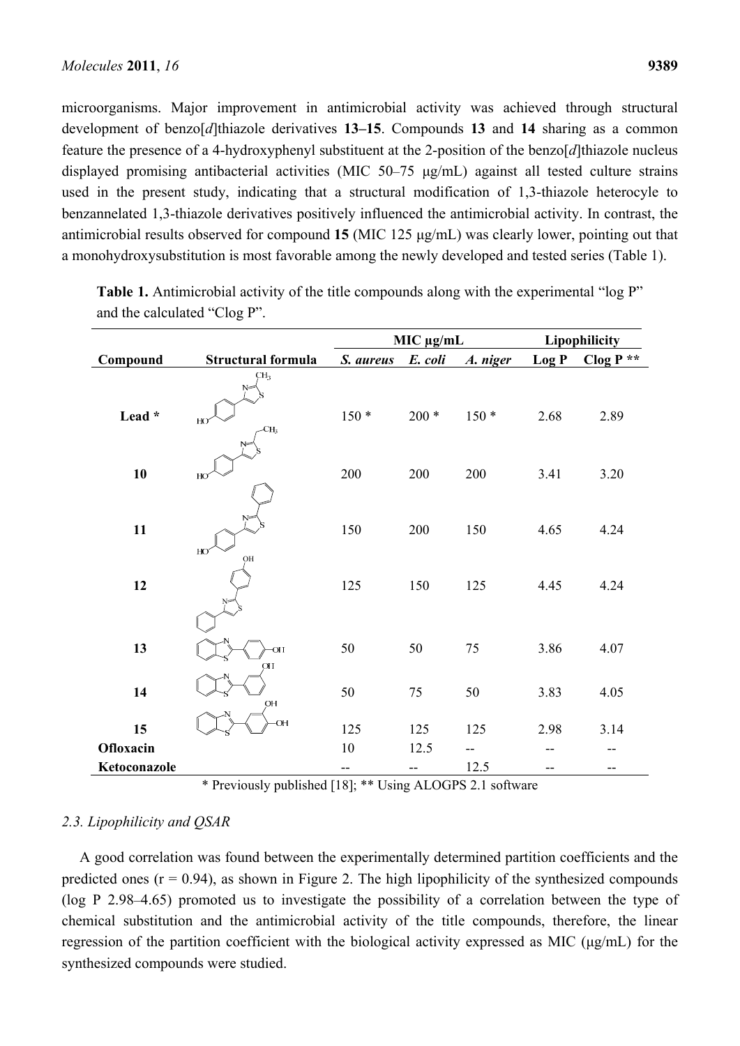microorganisms. Major improvement in antimicrobial activity was achieved through structural development of benzo[*d*]thiazole derivatives **13–15**. Compounds **13** and **14** sharing as a common feature the presence of a 4-hydroxyphenyl substituent at the 2-position of the benzo[*d*]thiazole nucleus displayed promising antibacterial activities (MIC 50–75 μg/mL) against all tested culture strains used in the present study, indicating that a structural modification of 1,3-thiazole heterocyle to benzannelated 1,3-thiazole derivatives positively influenced the antimicrobial activity. In contrast, the antimicrobial results observed for compound **15** (MIC 125 μg/mL) was clearly lower, pointing out that a monohydroxysubstitution is most favorable among the newly developed and tested series (Table 1).

**Table 1.** Antimicrobial activity of the title compounds along with the experimental "log P" and the calculated "Clog P".

| Compound | Structural formula | MIC μg/mL | | | Lipophilicity | |
|---|---|---|---|---|---|---|
| | | *S. aureus* | *E. coli* | *A. niger* | Log P | Clog P ** |
| **Lead** * | | 150 * | 200 * | 150 * | 2.68 | 2.89 |
| **10** | | 200 | 200 | 200 | 3.41 | 3.20 |
| **11** | | 150 | 200 | 150 | 4.65 | 4.24 |
| **12** | | 125 | 150 | 125 | 4.45 | 4.24 |
| **13** | | 50 | 50 | 75 | 3.86 | 4.07 |
| **14** | | 50 | 75 | 50 | 3.83 | 4.05 |
| **15** | | 125 | 125 | 125 | 2.98 | 3.14 |
| **Ofloxacin** | | 10 | 12.5 | -- | -- | -- |
| **Ketoconazole** | | -- | -- | 12.5 | -- | -- |

\* Previously published [18]; ** Using ALOGPS 2.1 software

### *2.3. Lipophilicity and QSAR*

A good correlation was found between the experimentally determined partition coefficients and the predicted ones ($r = 0.94$), as shown in Figure 2. The high lipophilicity of the synthesized compounds (log P 2.98–4.65) promoted us to investigate the possibility of a correlation between the type of chemical substitution and the antimicrobial activity of the title compounds, therefore, the linear regression of the partition coefficient with the biological activity expressed as MIC (μg/mL) for the synthesized compounds were studied.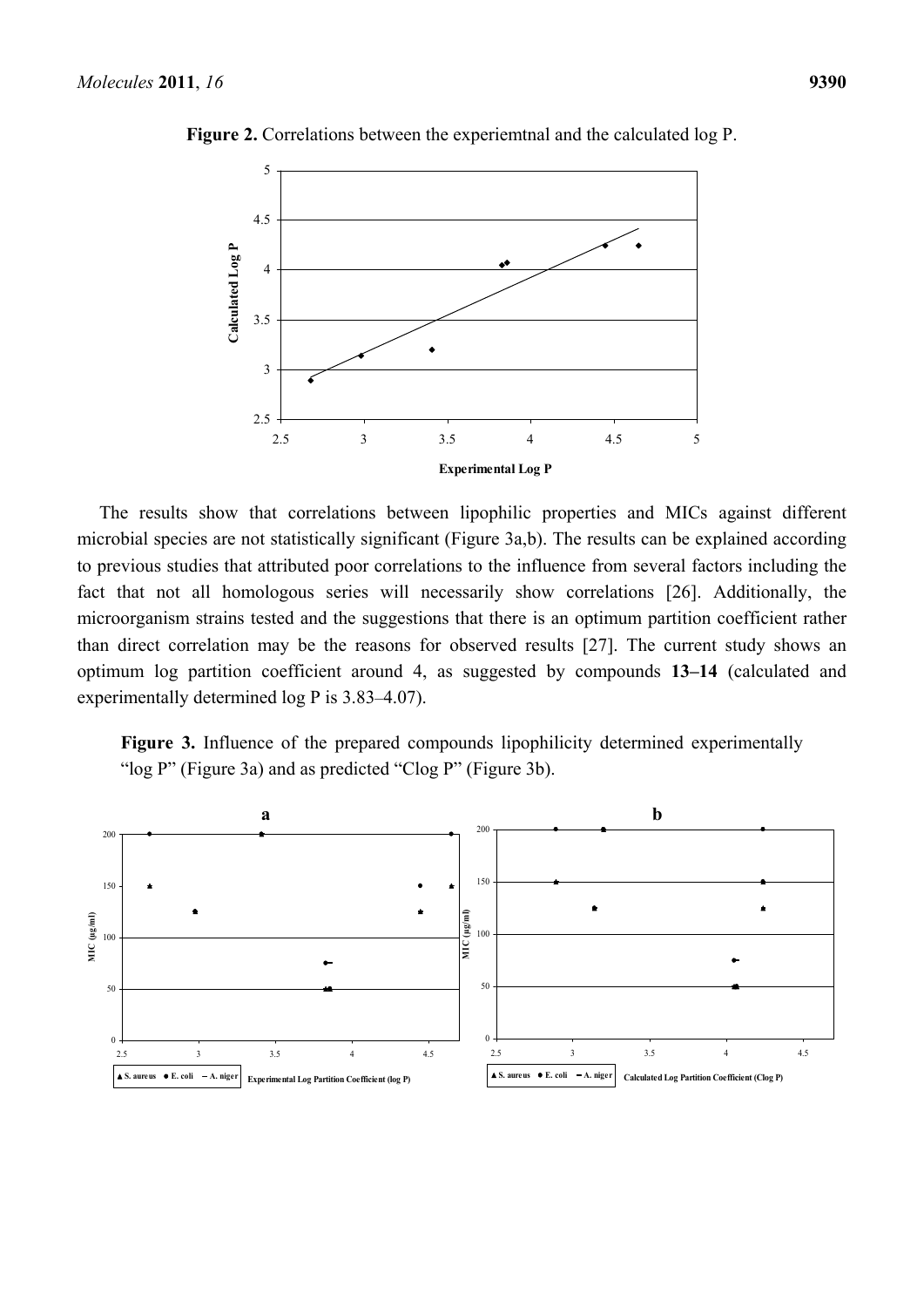**Figure 2.** Correlations between the experiemtnal and the calculated log P.

The results show that correlations between lipophilic properties and MICs against different microbial species are not statistically significant (Figure 3a,b). The results can be explained according to previous studies that attributed poor correlations to the influence from several factors including the fact that not all homologous series will necessarily show correlations [26]. Additionally, the microorganism strains tested and the suggestions that there is an optimum partition coefficient rather than direct correlation may be the reasons for observed results [27]. The current study shows an optimum log partition coefficient around 4, as suggested by compounds **13–14** (calculated and experimentally determined log P is 3.83–4.07).

**Figure 3.** Influence of the prepared compounds lipophilicity determined experimentally "log P" (Figure 3a) and as predicted "Clog P" (Figure 3b).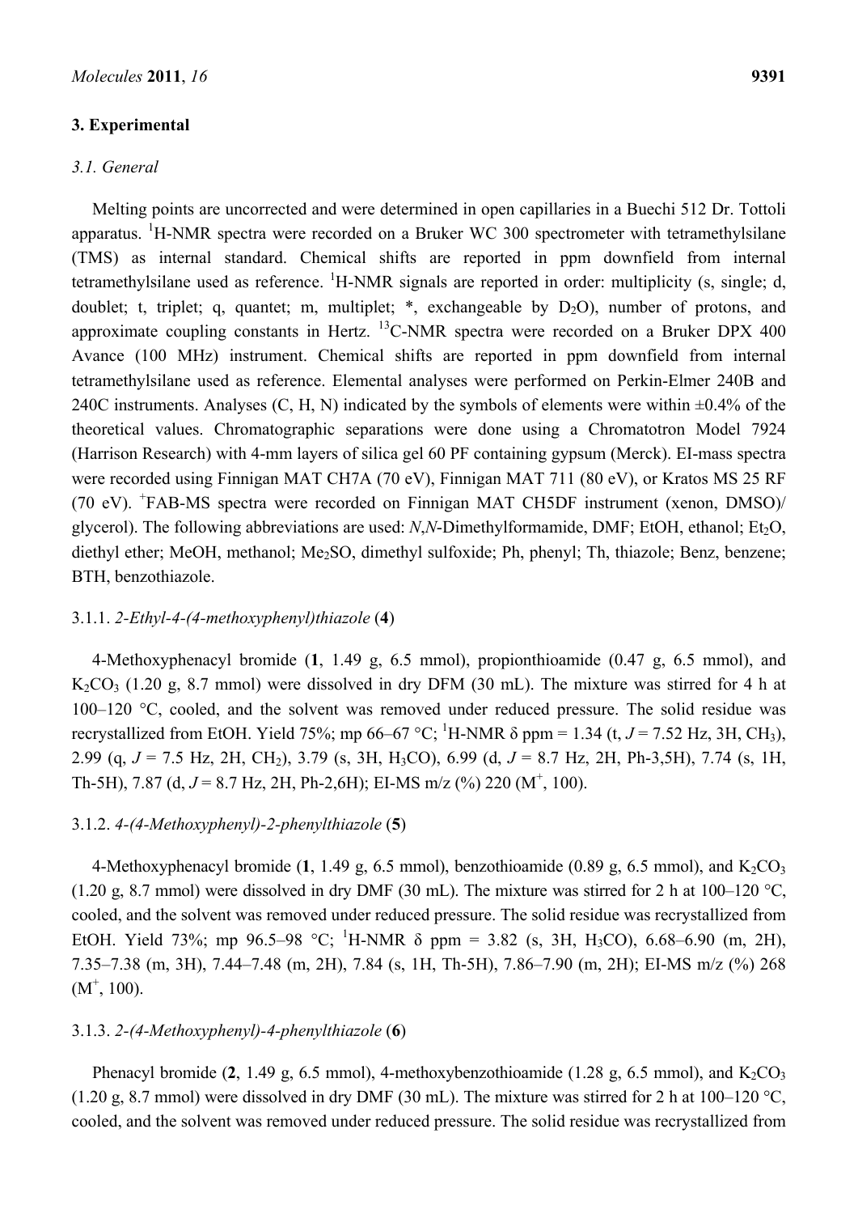## 3. Experimental

### 3.1. General

Melting points are uncorrected and were determined in open capillaries in a Buechi 512 Dr. Tottoli apparatus. $^{1}$H-NMR spectra were recorded on a Bruker WC 300 spectrometer with tetramethylsilane (TMS) as internal standard. Chemical shifts are reported in ppm downfield from internal tetramethylsilane used as reference. $^{1}$H-NMR signals are reported in order: multiplicity (s, single; d, doublet; t, triplet; q, quantet; m, multiplet; *, exchangeable by $D_2O$), number of protons, and approximate coupling constants in Hertz. $^{13}$C-NMR spectra were recorded on a Bruker DPX 400 Avance (100 MHz) instrument. Chemical shifts are reported in ppm downfield from internal tetramethylsilane used as reference. Elemental analyses were performed on Perkin-Elmer 240B and 240C instruments. Analyses (C, H, N) indicated by the symbols of elements were within ±0.4% of the theoretical values. Chromatographic separations were done using a Chromatotron Model 7924 (Harrison Research) with 4-mm layers of silica gel 60 PF containing gypsum (Merck). EI-mass spectra were recorded using Finnigan MAT CH7A (70 eV), Finnigan MAT 711 (80 eV), or Kratos MS 25 RF (70 eV). $^{+}$FAB-MS spectra were recorded on Finnigan MAT CH5DF instrument (xenon, DMSO)/ glycerol). The following abbreviations are used: *N*,*N*-Dimethylformamide, DMF; EtOH, ethanol; $Et_2O$, diethyl ether; MeOH, methanol; $Me_2SO$, dimethyl sulfoxide; Ph, phenyl; Th, thiazole; Benz, benzene; BTH, benzothiazole.

#### 3.1.1. *2-Ethyl-4-(4-methoxyphenyl)thiazole* (**4**)

4-Methoxyphenacyl bromide (**1**, 1.49 g, 6.5 mmol), propionthioamide (0.47 g, 6.5 mmol), and $K_2CO_3$ (1.20 g, 8.7 mmol) were dissolved in dry DFM (30 mL). The mixture was stirred for 4 h at 100–120 °C, cooled, and the solvent was removed under reduced pressure. The solid residue was recrystallized from EtOH. Yield 75%; mp 66–67 °C; $^{1}$H-NMR δ ppm = 1.34 (t, *J* = 7.52 Hz, 3H, $CH_3$), 2.99 (q, *J* = 7.5 Hz, 2H, $CH_2$), 3.79 (s, 3H, $H_3CO$), 6.99 (d, *J* = 8.7 Hz, 2H, Ph-3,5H), 7.74 (s, 1H, Th-5H), 7.87 (d, *J* = 8.7 Hz, 2H, Ph-2,6H); EI-MS m/z (%) 220 ($M^+$, 100).

#### 3.1.2. *4-(4-Methoxyphenyl)-2-phenylthiazole* (**5**)

4-Methoxyphenacyl bromide (**1**, 1.49 g, 6.5 mmol), benzothioamide (0.89 g, 6.5 mmol), and $K_2CO_3$ (1.20 g, 8.7 mmol) were dissolved in dry DMF (30 mL). The mixture was stirred for 2 h at 100–120 °C, cooled, and the solvent was removed under reduced pressure. The solid residue was recrystallized from EtOH. Yield 73%; mp 96.5–98 °C; $^{1}$H-NMR δ ppm = 3.82 (s, 3H, $H_3CO$), 6.68–6.90 (m, 2H), 7.35–7.38 (m, 3H), 7.44–7.48 (m, 2H), 7.84 (s, 1H, Th-5H), 7.86–7.90 (m, 2H); EI-MS m/z (%) 268 ($M^+$, 100).

#### 3.1.3. *2-(4-Methoxyphenyl)-4-phenylthiazole* (**6**)

Phenacyl bromide (**2**, 1.49 g, 6.5 mmol), 4-methoxybenzothioamide (1.28 g, 6.5 mmol), and $K_2CO_3$ (1.20 g, 8.7 mmol) were dissolved in dry DMF (30 mL). The mixture was stirred for 2 h at 100–120 °C, cooled, and the solvent was removed under reduced pressure. The solid residue was recrystallized from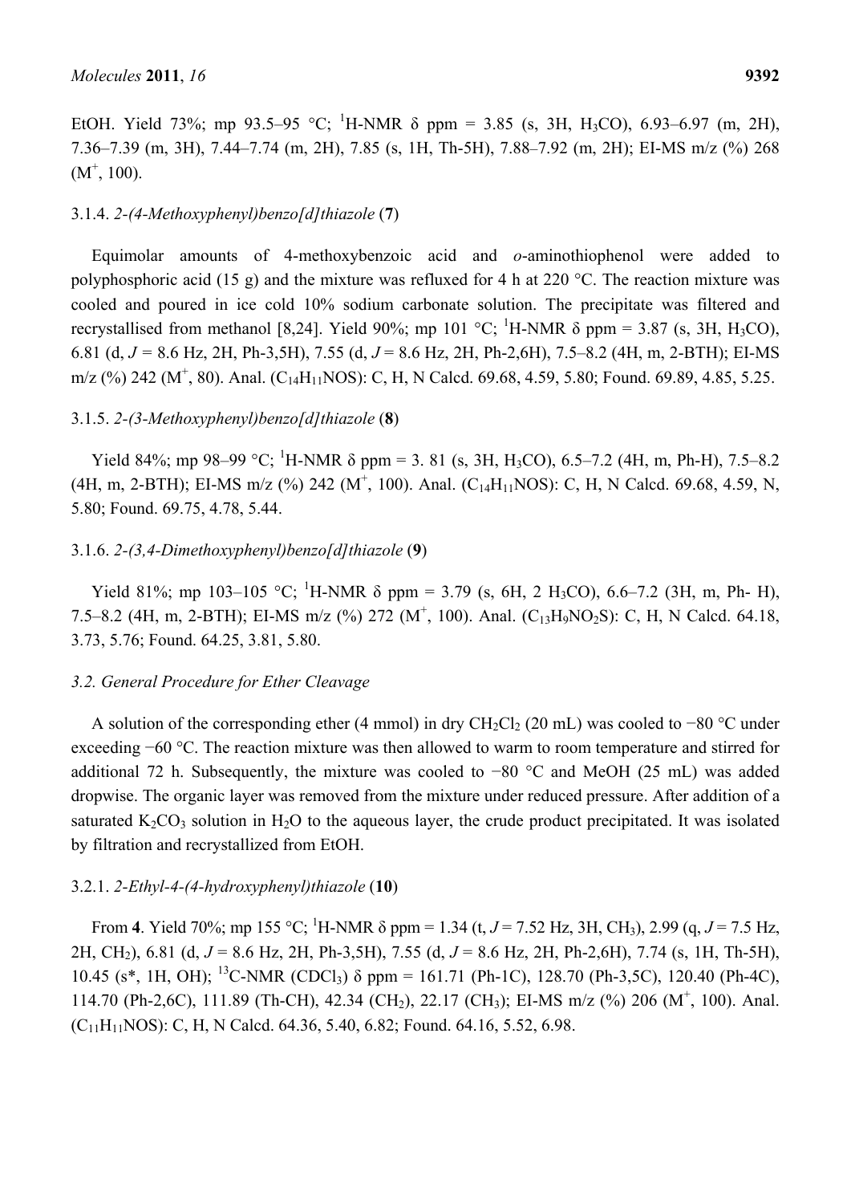EtOH. Yield 73%; mp 93.5–95 °C; $^1$H-NMR δ ppm = 3.85 (s, 3H, $H_3CO$), 6.93–6.97 (m, 2H), 7.36–7.39 (m, 3H), 7.44–7.74 (m, 2H), 7.85 (s, 1H, Th-5H), 7.88–7.92 (m, 2H); EI-MS m/z (%) 268 ($M^+$, 100).

### 3.1.4. *2-(4-Methoxyphenyl)benzo[d]thiazole* (**7**)

Equimolar amounts of 4-methoxybenzoic acid and *o*-aminothiophenol were added to polyphosphoric acid (15 g) and the mixture was refluxed for 4 h at 220 °C. The reaction mixture was cooled and poured in ice cold 10% sodium carbonate solution. The precipitate was filtered and recrystallised from methanol [8,24]. Yield 90%; mp 101 °C; $^1$H-NMR δ ppm = 3.87 (s, 3H, $H_3CO$), 6.81 (d, *J* = 8.6 Hz, 2H, Ph-3,5H), 7.55 (d, *J* = 8.6 Hz, 2H, Ph-2,6H), 7.5–8.2 (4H, m, 2-BTH); EI-MS m/z (%) 242 ($M^+$, 80). Anal. ($C_{14}H_{11}NOS$): C, H, N Calcd. 69.68, 4.59, 5.80; Found. 69.89, 4.85, 5.25.

### 3.1.5. *2-(3-Methoxyphenyl)benzo[d]thiazole* (**8**)

Yield 84%; mp 98–99 °C; $^1$H-NMR δ ppm = 3. 81 (s, 3H, $H_3CO$), 6.5–7.2 (4H, m, Ph-H), 7.5–8.2 (4H, m, 2-BTH); EI-MS m/z (%) 242 ($M^+$, 100). Anal. ($C_{14}H_{11}NOS$): C, H, N Calcd. 69.68, 4.59, N, 5.80; Found. 69.75, 4.78, 5.44.

### 3.1.6. *2-(3,4-Dimethoxyphenyl)benzo[d]thiazole* (**9**)

Yield 81%; mp 103–105 °C; $^1$H-NMR δ ppm = 3.79 (s, 6H, 2 $H_3CO$), 6.6–7.2 (3H, m, Ph- H), 7.5–8.2 (4H, m, 2-BTH); EI-MS m/z (%) 272 ($M^+$, 100). Anal. ($C_{13}H_9NO_2S$): C, H, N Calcd. 64.18, 3.73, 5.76; Found. 64.25, 3.81, 5.80.

## 3.2. General Procedure for Ether Cleavage

A solution of the corresponding ether (4 mmol) in dry $CH_2Cl_2$ (20 mL) was cooled to −80 °C under exceeding −60 °C. The reaction mixture was then allowed to warm to room temperature and stirred for additional 72 h. Subsequently, the mixture was cooled to −80 °C and MeOH (25 mL) was added dropwise. The organic layer was removed from the mixture under reduced pressure. After addition of a saturated $K_2CO_3$ solution in $H_2O$ to the aqueous layer, the crude product precipitated. It was isolated by filtration and recrystallized from EtOH.

### 3.2.1. *2-Ethyl-4-(4-hydroxyphenyl)thiazole* (**10**)

From **4**. Yield 70%; mp 155 °C; $^1$H-NMR δ ppm = 1.34 (t, *J* = 7.52 Hz, 3H, $CH_3$), 2.99 (q, *J* = 7.5 Hz, 2H, $CH_2$), 6.81 (d, *J* = 8.6 Hz, 2H, Ph-3,5H), 7.55 (d, *J* = 8.6 Hz, 2H, Ph-2,6H), 7.74 (s, 1H, Th-5H), 10.45 (s*, 1H, OH); $^{13}$C-NMR ($CDCl_3$) δ ppm = 161.71 (Ph-1C), 128.70 (Ph-3,5C), 120.40 (Ph-4C), 114.70 (Ph-2,6C), 111.89 (Th-CH), 42.34 ($CH_2$), 22.17 ($CH_3$); EI-MS m/z (%) 206 ($M^+$, 100). Anal. ($C_{11}H_{11}NOS$): C, H, N Calcd. 64.36, 5.40, 6.82; Found. 64.16, 5.52, 6.98.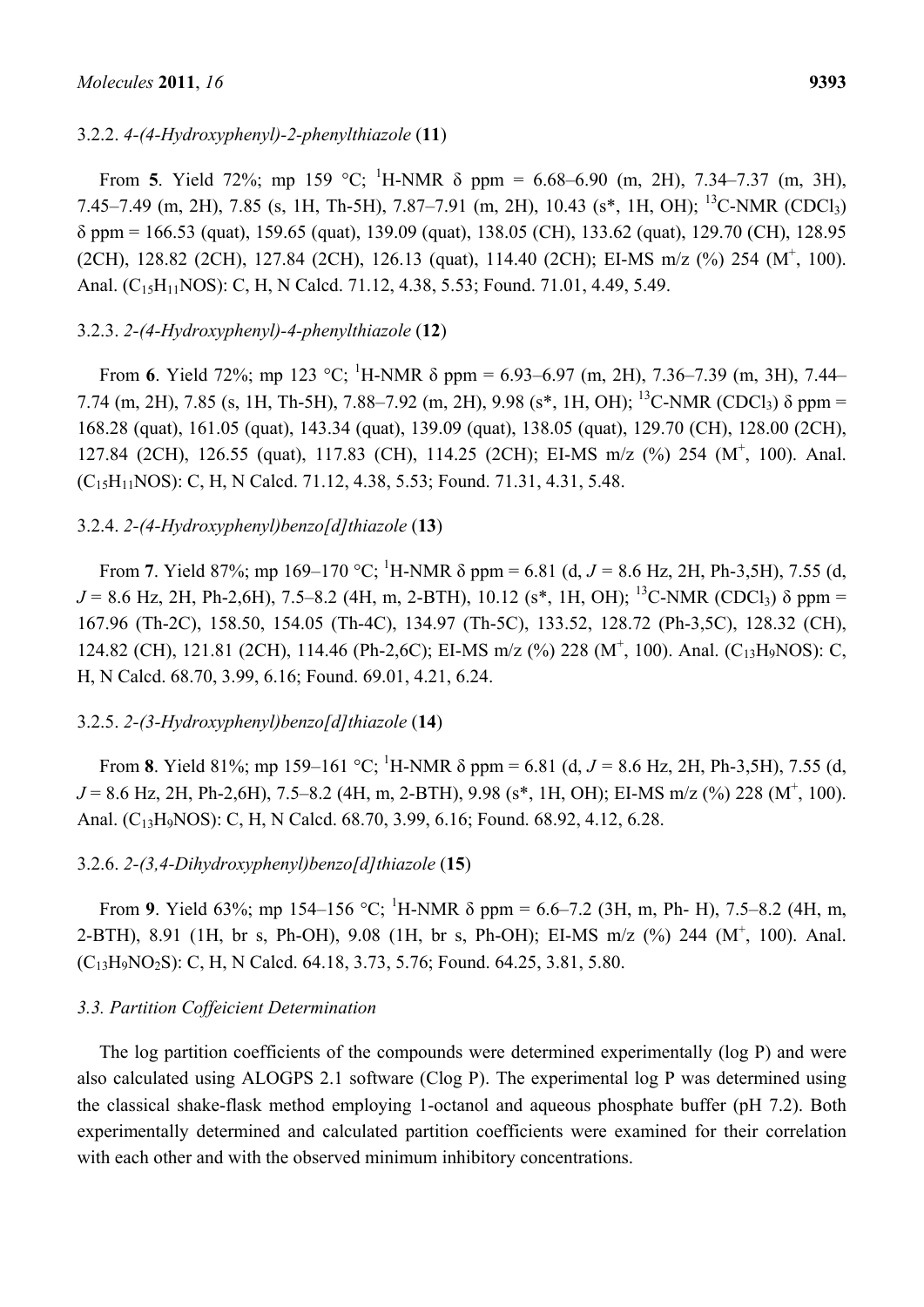### 3.2.2. *4-(4-Hydroxyphenyl)-2-phenylthiazole* (**11**)

From **5**. Yield 72%; mp 159 °C; $^{1}$H-NMR δ ppm = 6.68–6.90 (m, 2H), 7.34–7.37 (m, 3H), 7.45–7.49 (m, 2H), 7.85 (s, 1H, Th-5H), 7.87–7.91 (m, 2H), 10.43 (s*, 1H, OH); $^{13}$C-NMR ($CDCl_3$) δ ppm = 166.53 (quat), 159.65 (quat), 139.09 (quat), 138.05 (CH), 133.62 (quat), 129.70 (CH), 128.95 (2CH), 128.82 (2CH), 127.84 (2CH), 126.13 (quat), 114.40 (2CH); EI-MS m/z (%) 254 ($M^+$, 100). Anal. ($C_{15}H_{11}NOS$): C, H, N Calcd. 71.12, 4.38, 5.53; Found. 71.01, 4.49, 5.49.

### 3.2.3. *2-(4-Hydroxyphenyl)-4-phenylthiazole* (**12**)

From **6**. Yield 72%; mp 123 °C; $^{1}$H-NMR δ ppm = 6.93–6.97 (m, 2H), 7.36–7.39 (m, 3H), 7.44–7.74 (m, 2H), 7.85 (s, 1H, Th-5H), 7.88–7.92 (m, 2H), 9.98 (s*, 1H, OH); $^{13}$C-NMR ($CDCl_3$) δ ppm = 168.28 (quat), 161.05 (quat), 143.34 (quat), 139.09 (quat), 138.05 (quat), 129.70 (CH), 128.00 (2CH), 127.84 (2CH), 126.55 (quat), 117.83 (CH), 114.25 (2CH); EI-MS m/z (%) 254 ($M^+$, 100). Anal. ($C_{15}H_{11}NOS$): C, H, N Calcd. 71.12, 4.38, 5.53; Found. 71.31, 4.31, 5.48.

### 3.2.4. *2-(4-Hydroxyphenyl)benzo[d]thiazole* (**13**)

From **7**. Yield 87%; mp 169–170 °C; $^{1}$H-NMR δ ppm = 6.81 (d, $J$ = 8.6 Hz, 2H, Ph-3,5H), 7.55 (d, $J$ = 8.6 Hz, 2H, Ph-2,6H), 7.5–8.2 (4H, m, 2-BTH), 10.12 (s*, 1H, OH); $^{13}$C-NMR ($CDCl_3$) δ ppm = 167.96 (Th-2C), 158.50, 154.05 (Th-4C), 134.97 (Th-5C), 133.52, 128.72 (Ph-3,5C), 128.32 (CH), 124.82 (CH), 121.81 (2CH), 114.46 (Ph-2,6C); EI-MS m/z (%) 228 ($M^+$, 100). Anal. ($C_{13}H_9NOS$): C, H, N Calcd. 68.70, 3.99, 6.16; Found. 69.01, 4.21, 6.24.

### 3.2.5. *2-(3-Hydroxyphenyl)benzo[d]thiazole* (**14**)

From **8**. Yield 81%; mp 159–161 °C; $^{1}$H-NMR δ ppm = 6.81 (d, $J$ = 8.6 Hz, 2H, Ph-3,5H), 7.55 (d, $J$ = 8.6 Hz, 2H, Ph-2,6H), 7.5–8.2 (4H, m, 2-BTH), 9.98 (s*, 1H, OH); EI-MS m/z (%) 228 ($M^+$, 100). Anal. ($C_{13}H_9NOS$): C, H, N Calcd. 68.70, 3.99, 6.16; Found. 68.92, 4.12, 6.28.

### 3.2.6. *2-(3,4-Dihydroxyphenyl)benzo[d]thiazole* (**15**)

From **9**. Yield 63%; mp 154–156 °C; $^{1}$H-NMR δ ppm = 6.6–7.2 (3H, m, Ph- H), 7.5–8.2 (4H, m, 2-BTH), 8.91 (1H, br s, Ph-OH), 9.08 (1H, br s, Ph-OH); EI-MS m/z (%) 244 ($M^+$, 100). Anal. ($C_{13}H_9NO_2S$): C, H, N Calcd. 64.18, 3.73, 5.76; Found. 64.25, 3.81, 5.80.

### *3.3. Partition Coffeicient Determination*

The log partition coefficients of the compounds were determined experimentally (log P) and were also calculated using ALOGPS 2.1 software (Clog P). The experimental log P was determined using the classical shake-flask method employing 1-octanol and aqueous phosphate buffer (pH 7.2). Both experimentally determined and calculated partition coefficients were examined for their correlation with each other and with the observed minimum inhibitory concentrations.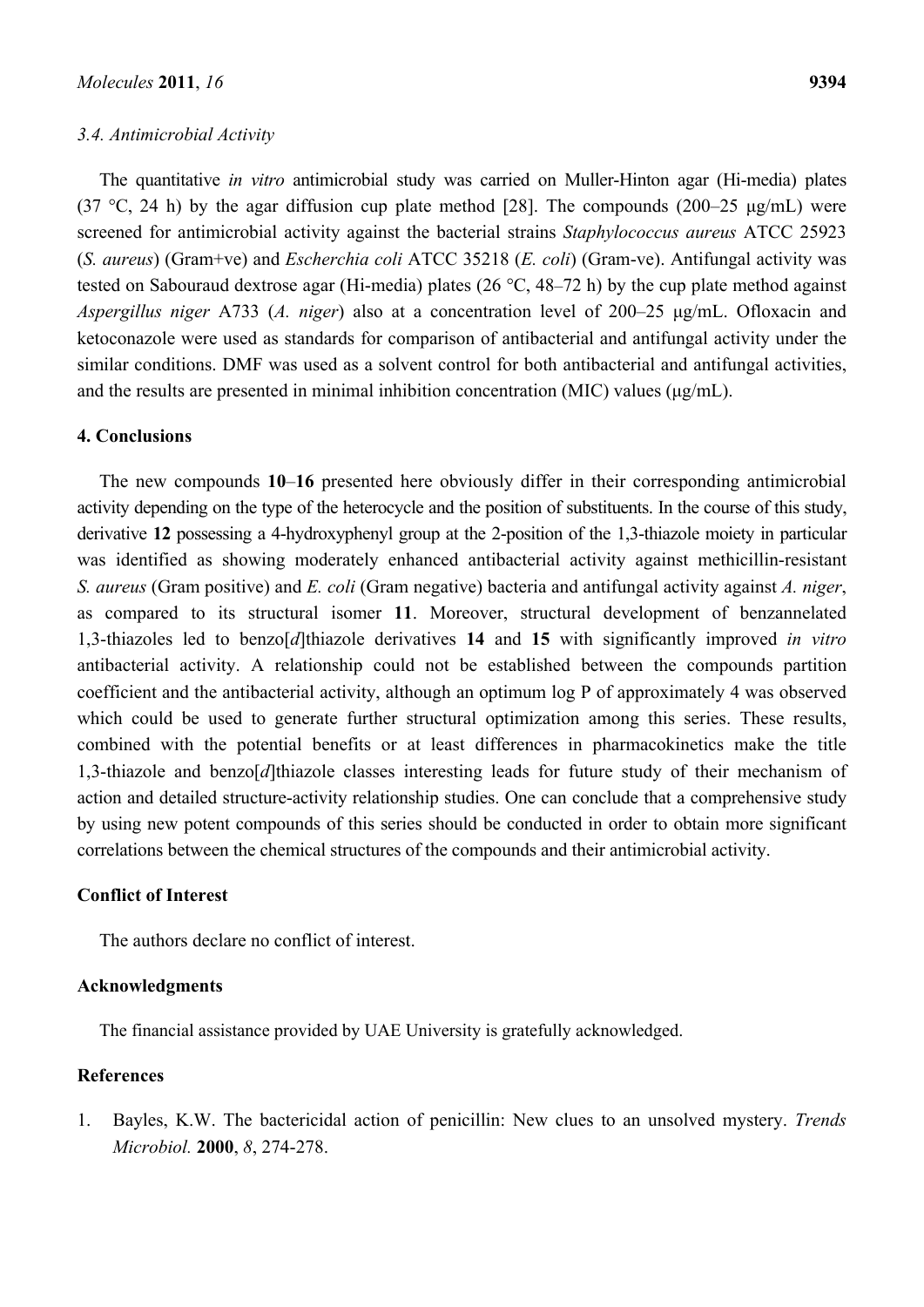### *3.4. Antimicrobial Activity*

The quantitative *in vitro* antimicrobial study was carried on Muller-Hinton agar (Hi-media) plates (37 °C, 24 h) by the agar diffusion cup plate method [28]. The compounds (200–25 µg/mL) were screened for antimicrobial activity against the bacterial strains *Staphylococcus aureus* ATCC 25923 (*S. aureus*) (Gram+ve) and *Escherchia coli* ATCC 35218 (*E. coli*) (Gram-ve). Antifungal activity was tested on Sabouraud dextrose agar (Hi-media) plates (26 °C, 48–72 h) by the cup plate method against *Aspergillus niger* A733 (*A. niger*) also at a concentration level of 200–25 µg/mL. Ofloxacin and ketoconazole were used as standards for comparison of antibacterial and antifungal activity under the similar conditions. DMF was used as a solvent control for both antibacterial and antifungal activities, and the results are presented in minimal inhibition concentration (MIC) values (µg/mL).

## 4. Conclusions

The new compounds **10**–**16** presented here obviously differ in their corresponding antimicrobial activity depending on the type of the heterocycle and the position of substituents. In the course of this study, derivative **12** possessing a 4-hydroxyphenyl group at the 2-position of the 1,3-thiazole moiety in particular was identified as showing moderately enhanced antibacterial activity against methicillin-resistant *S. aureus* (Gram positive) and *E. coli* (Gram negative) bacteria and antifungal activity against *A. niger*, as compared to its structural isomer **11**. Moreover, structural development of benzannelated 1,3-thiazoles led to benzo[*d*]thiazole derivatives **14** and **15** with significantly improved *in vitro* antibacterial activity. A relationship could not be established between the compounds partition coefficient and the antibacterial activity, although an optimum log P of approximately 4 was observed which could be used to generate further structural optimization among this series. These results, combined with the potential benefits or at least differences in pharmacokinetics make the title 1,3-thiazole and benzo[*d*]thiazole classes interesting leads for future study of their mechanism of action and detailed structure-activity relationship studies. One can conclude that a comprehensive study by using new potent compounds of this series should be conducted in order to obtain more significant correlations between the chemical structures of the compounds and their antimicrobial activity.

## Conflict of Interest

The authors declare no conflict of interest.

## Acknowledgments

The financial assistance provided by UAE University is gratefully acknowledged.

## References

1. Bayles, K.W. The bactericidal action of penicillin: New clues to an unsolved mystery. *Trends Microbiol.* **2000**, *8*, 274-278.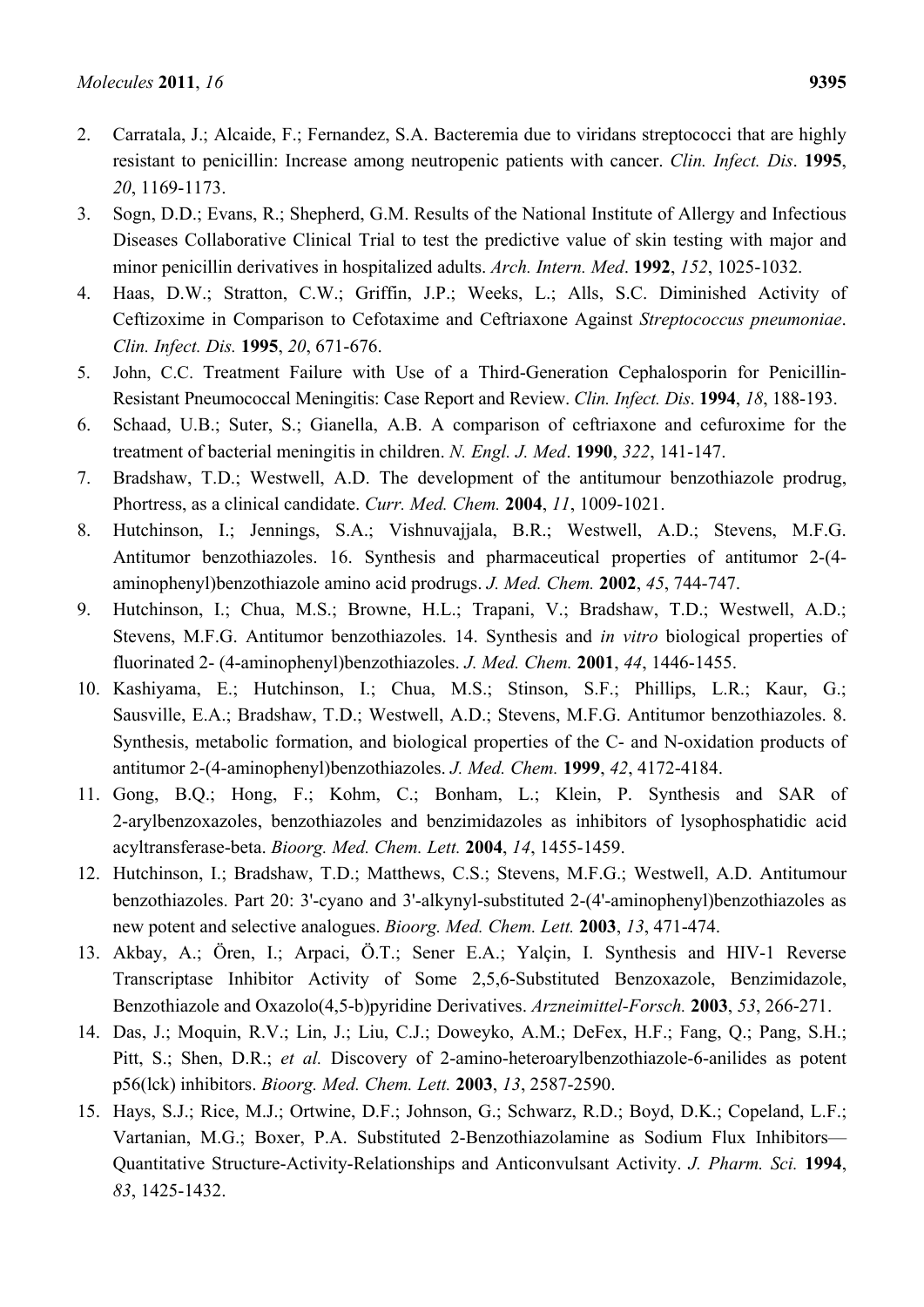2. Carratala, J.; Alcaide, F.; Fernandez, S.A. Bacteremia due to viridans streptococci that are highly resistant to penicillin: Increase among neutropenic patients with cancer. *Clin. Infect. Dis*. **1995**, *20*, 1169-1173.
3. Sogn, D.D.; Evans, R.; Shepherd, G.M. Results of the National Institute of Allergy and Infectious Diseases Collaborative Clinical Trial to test the predictive value of skin testing with major and minor penicillin derivatives in hospitalized adults. *Arch. Intern. Med*. **1992**, *152*, 1025-1032.
4. Haas, D.W.; Stratton, C.W.; Griffin, J.P.; Weeks, L.; Alls, S.C. Diminished Activity of Ceftizoxime in Comparison to Cefotaxime and Ceftriaxone Against *Streptococcus pneumoniae*. *Clin. Infect. Dis.* **1995**, *20*, 671-676.
5. John, C.C. Treatment Failure with Use of a Third-Generation Cephalosporin for Penicillin-Resistant Pneumococcal Meningitis: Case Report and Review. *Clin. Infect. Dis*. **1994**, *18*, 188-193.
6. Schaad, U.B.; Suter, S.; Gianella, A.B. A comparison of ceftriaxone and cefuroxime for the treatment of bacterial meningitis in children. *N. Engl. J. Med*. **1990**, *322*, 141-147.
7. Bradshaw, T.D.; Westwell, A.D. The development of the antitumour benzothiazole prodrug, Phortress, as a clinical candidate. *Curr. Med. Chem.* **2004**, *11*, 1009-1021.
8. Hutchinson, I.; Jennings, S.A.; Vishnuvajjala, B.R.; Westwell, A.D.; Stevens, M.F.G. Antitumor benzothiazoles. 16. Synthesis and pharmaceutical properties of antitumor 2-(4-aminophenyl)benzothiazole amino acid prodrugs. *J. Med. Chem.* **2002**, *45*, 744-747.
9. Hutchinson, I.; Chua, M.S.; Browne, H.L.; Trapani, V.; Bradshaw, T.D.; Westwell, A.D.; Stevens, M.F.G. Antitumor benzothiazoles. 14. Synthesis and *in vitro* biological properties of fluorinated 2- (4-aminophenyl)benzothiazoles. *J. Med. Chem.* **2001**, *44*, 1446-1455.
10. Kashiyama, E.; Hutchinson, I.; Chua, M.S.; Stinson, S.F.; Phillips, L.R.; Kaur, G.; Sausville, E.A.; Bradshaw, T.D.; Westwell, A.D.; Stevens, M.F.G. Antitumor benzothiazoles. 8. Synthesis, metabolic formation, and biological properties of the C- and N-oxidation products of antitumor 2-(4-aminophenyl)benzothiazoles. *J. Med. Chem.* **1999**, *42*, 4172-4184.
11. Gong, B.Q.; Hong, F.; Kohm, C.; Bonham, L.; Klein, P. Synthesis and SAR of 2-arylbenzoxazoles, benzothiazoles and benzimidazoles as inhibitors of lysophosphatidic acid acyltransferase-beta. *Bioorg. Med. Chem. Lett.* **2004**, *14*, 1455-1459.
12. Hutchinson, I.; Bradshaw, T.D.; Matthews, C.S.; Stevens, M.F.G.; Westwell, A.D. Antitumour benzothiazoles. Part 20: 3'-cyano and 3'-alkynyl-substituted 2-(4'-aminophenyl)benzothiazoles as new potent and selective analogues. *Bioorg. Med. Chem. Lett.* **2003**, *13*, 471-474.
13. Akbay, A.; Ören, I.; Arpaci, Ö.T.; Sener E.A.; Yalçin, I. Synthesis and HIV-1 Reverse Transcriptase Inhibitor Activity of Some 2,5,6-Substituted Benzoxazole, Benzimidazole, Benzothiazole and Oxazolo(4,5-b)pyridine Derivatives. *Arzneimittel-Forsch.* **2003**, *53*, 266-271.
14. Das, J.; Moquin, R.V.; Lin, J.; Liu, C.J.; Doweyko, A.M.; DeFex, H.F.; Fang, Q.; Pang, S.H.; Pitt, S.; Shen, D.R.; *et al.* Discovery of 2-amino-heteroarylbenzothiazole-6-anilides as potent p56(lck) inhibitors. *Bioorg. Med. Chem. Lett.* **2003**, *13*, 2587-2590.
15. Hays, S.J.; Rice, M.J.; Ortwine, D.F.; Johnson, G.; Schwarz, R.D.; Boyd, D.K.; Copeland, L.F.; Vartanian, M.G.; Boxer, P.A. Substituted 2-Benzothiazolamine as Sodium Flux Inhibitors—Quantitative Structure-Activity-Relationships and Anticonvulsant Activity. *J. Pharm. Sci.* **1994**, *83*, 1425-1432.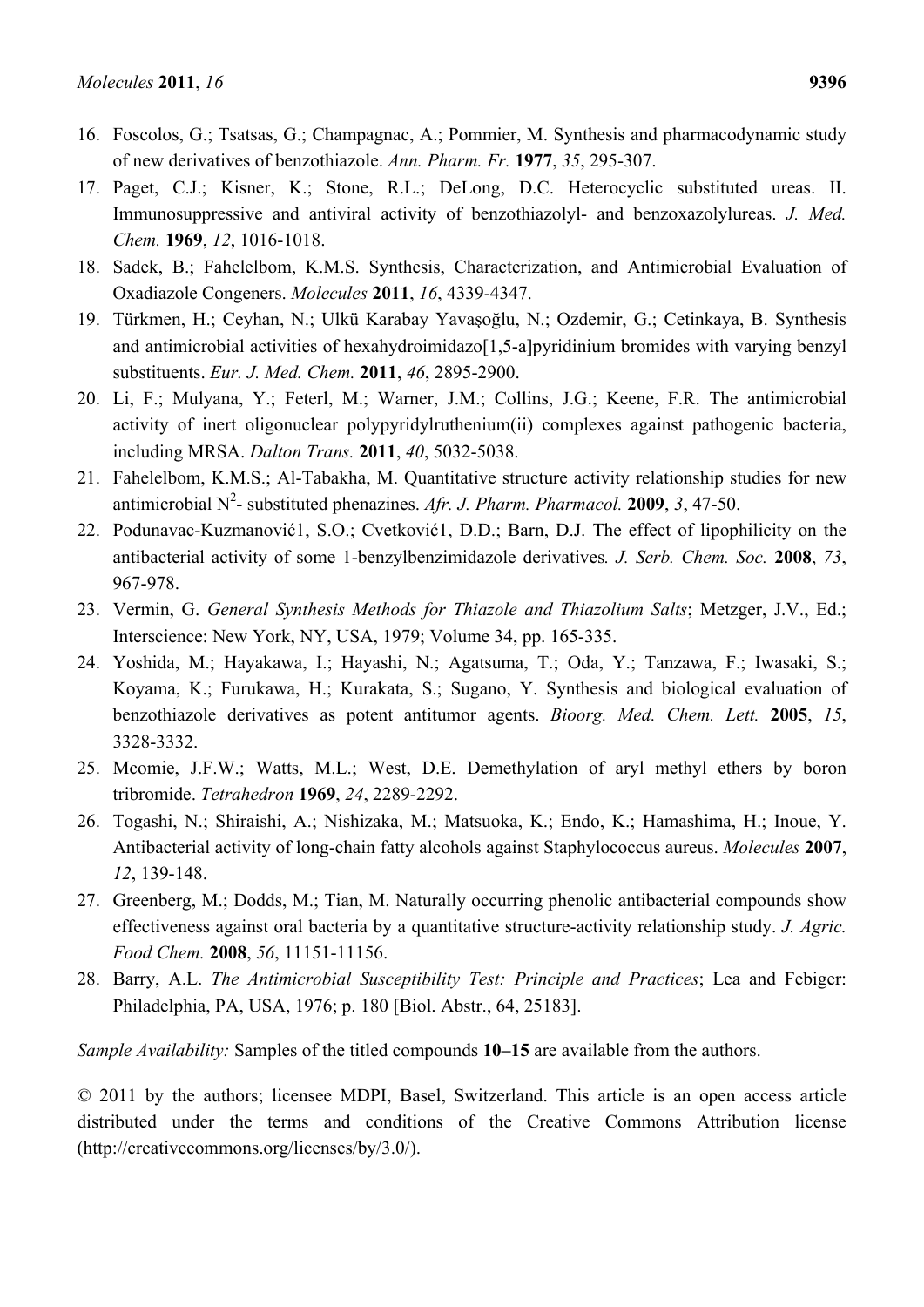16. Foscolos, G.; Tsatsas, G.; Champagnac, A.; Pommier, M. Synthesis and pharmacodynamic study of new derivatives of benzothiazole. *Ann. Pharm. Fr.* **1977**, *35*, 295-307.
17. Paget, C.J.; Kisner, K.; Stone, R.L.; DeLong, D.C. Heterocyclic substituted ureas. II. Immunosuppressive and antiviral activity of benzothiazolyl- and benzoxazolylureas. *J. Med. Chem.* **1969**, *12*, 1016-1018.
18. Sadek, B.; Fahelelbom, K.M.S. Synthesis, Characterization, and Antimicrobial Evaluation of Oxadiazole Congeners. *Molecules* **2011**, *16*, 4339-4347.
19. Türkmen, H.; Ceyhan, N.; Ulkü Karabay Yavaşoğlu, N.; Ozdemir, G.; Cetinkaya, B. Synthesis and antimicrobial activities of hexahydroimidazo[1,5-a]pyridinium bromides with varying benzyl substituents. *Eur. J. Med. Chem.* **2011**, *46*, 2895-2900.
20. Li, F.; Mulyana, Y.; Feterl, M.; Warner, J.M.; Collins, J.G.; Keene, F.R. The antimicrobial activity of inert oligonuclear polypyridylruthenium(ii) complexes against pathogenic bacteria, including MRSA. *Dalton Trans.* **2011**, *40*, 5032-5038.
21. Fahelelbom, K.M.S.; Al-Tabakha, M. Quantitative structure activity relationship studies for new antimicrobial $N^2$- substituted phenazines. *Afr. J. Pharm. Pharmacol.* **2009**, *3*, 47-50.
22. Podunavac-Kuzmanović1, S.O.; Cvetković1, D.D.; Barn, D.J. The effect of lipophilicity on the antibacterial activity of some 1-benzylbenzimidazole derivatives*. J. Serb. Chem. Soc.* **2008**, *73*, 967-978.
23. Vermin, G. *General Synthesis Methods for Thiazole and Thiazolium Salts*; Metzger, J.V., Ed.; Interscience: New York, NY, USA, 1979; Volume 34, pp. 165-335.
24. Yoshida, M.; Hayakawa, I.; Hayashi, N.; Agatsuma, T.; Oda, Y.; Tanzawa, F.; Iwasaki, S.; Koyama, K.; Furukawa, H.; Kurakata, S.; Sugano, Y. Synthesis and biological evaluation of benzothiazole derivatives as potent antitumor agents. *Bioorg. Med. Chem. Lett.* **2005**, *15*, 3328-3332.
25. Mcomie, J.F.W.; Watts, M.L.; West, D.E. Demethylation of aryl methyl ethers by boron tribromide. *Tetrahedron* **1969**, *24*, 2289-2292.
26. Togashi, N.; Shiraishi, A.; Nishizaka, M.; Matsuoka, K.; Endo, K.; Hamashima, H.; Inoue, Y. Antibacterial activity of long-chain fatty alcohols against Staphylococcus aureus. *Molecules* **2007**, *12*, 139-148.
27. Greenberg, M.; Dodds, M.; Tian, M. Naturally occurring phenolic antibacterial compounds show effectiveness against oral bacteria by a quantitative structure-activity relationship study. *J. Agric. Food Chem.* **2008**, *56*, 11151-11156.
28. Barry, A.L. *The Antimicrobial Susceptibility Test: Principle and Practices*; Lea and Febiger: Philadelphia, PA, USA, 1976; p. 180 [Biol. Abstr., 64, 25183].

*Sample Availability:* Samples of the titled compounds **10–15** are available from the authors.

© 2011 by the authors; licensee MDPI, Basel, Switzerland. This article is an open access article distributed under the terms and conditions of the Creative Commons Attribution license (http://creativecommons.org/licenses/by/3.0/).